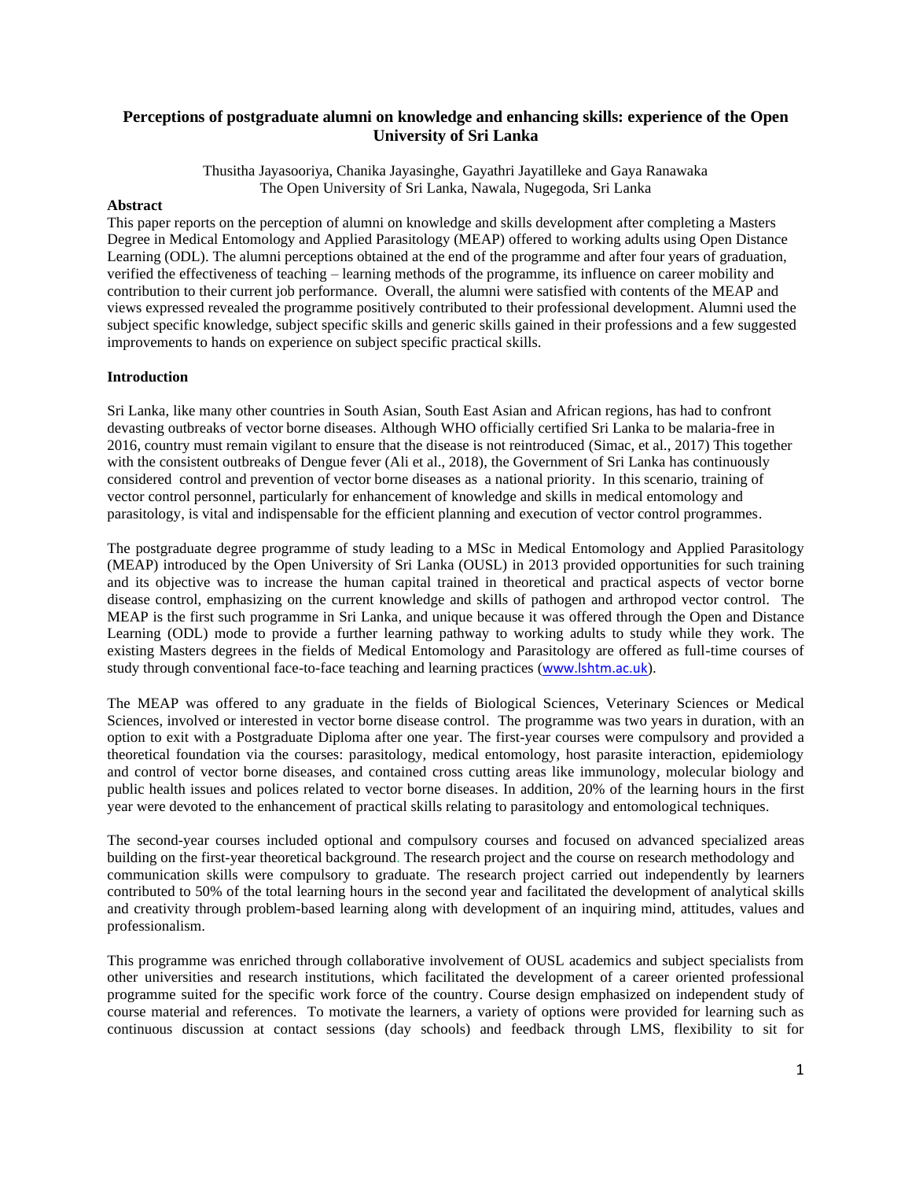# Perceptions of postgraduate alumni on knowledge and enhancing skills: experience of the Open University of Sri Lanka

Thusitha Jayasooriya, Chanika Jayasinghe, Gayathri Jayatilleke and Gaya Ranawaka
The Open University of Sri Lanka, Nawala, Nugegoda, Sri Lanka

## Abstract

This paper reports on the perception of alumni on knowledge and skills development after completing a Masters Degree in Medical Entomology and Applied Parasitology (MEAP) offered to working adults using Open Distance Learning (ODL). The alumni perceptions obtained at the end of the programme and after four years of graduation, verified the effectiveness of teaching – learning methods of the programme, its influence on career mobility and contribution to their current job performance. Overall, the alumni were satisfied with contents of the MEAP and views expressed revealed the programme positively contributed to their professional development. Alumni used the subject specific knowledge, subject specific skills and generic skills gained in their professions and a few suggested improvements to hands on experience on subject specific practical skills.

## Introduction

Sri Lanka, like many other countries in South Asian, South East Asian and African regions, has had to confront devasting outbreaks of vector borne diseases. Although WHO officially certified Sri Lanka to be malaria-free in 2016, country must remain vigilant to ensure that the disease is not reintroduced (Simac, et al., 2017) This together with the consistent outbreaks of Dengue fever (Ali et al., 2018), the Government of Sri Lanka has continuously considered control and prevention of vector borne diseases as a national priority. In this scenario, training of vector control personnel, particularly for enhancement of knowledge and skills in medical entomology and parasitology, is vital and indispensable for the efficient planning and execution of vector control programmes.

The postgraduate degree programme of study leading to a MSc in Medical Entomology and Applied Parasitology (MEAP) introduced by the Open University of Sri Lanka (OUSL) in 2013 provided opportunities for such training and its objective was to increase the human capital trained in theoretical and practical aspects of vector borne disease control, emphasizing on the current knowledge and skills of pathogen and arthropod vector control. The MEAP is the first such programme in Sri Lanka, and unique because it was offered through the Open and Distance Learning (ODL) mode to provide a further learning pathway to working adults to study while they work. The existing Masters degrees in the fields of Medical Entomology and Parasitology are offered as full-time courses of study through conventional face-to-face teaching and learning practices (www.lshtm.ac.uk).

The MEAP was offered to any graduate in the fields of Biological Sciences, Veterinary Sciences or Medical Sciences, involved or interested in vector borne disease control. The programme was two years in duration, with an option to exit with a Postgraduate Diploma after one year. The first-year courses were compulsory and provided a theoretical foundation via the courses: parasitology, medical entomology, host parasite interaction, epidemiology and control of vector borne diseases, and contained cross cutting areas like immunology, molecular biology and public health issues and polices related to vector borne diseases. In addition, 20% of the learning hours in the first year were devoted to the enhancement of practical skills relating to parasitology and entomological techniques.

The second-year courses included optional and compulsory courses and focused on advanced specialized areas building on the first-year theoretical background. The research project and the course on research methodology and communication skills were compulsory to graduate. The research project carried out independently by learners contributed to 50% of the total learning hours in the second year and facilitated the development of analytical skills and creativity through problem-based learning along with development of an inquiring mind, attitudes, values and professionalism.

This programme was enriched through collaborative involvement of OUSL academics and subject specialists from other universities and research institutions, which facilitated the development of a career oriented professional programme suited for the specific work force of the country. Course design emphasized on independent study of course material and references. To motivate the learners, a variety of options were provided for learning such as continuous discussion at contact sessions (day schools) and feedback through LMS, flexibility to sit for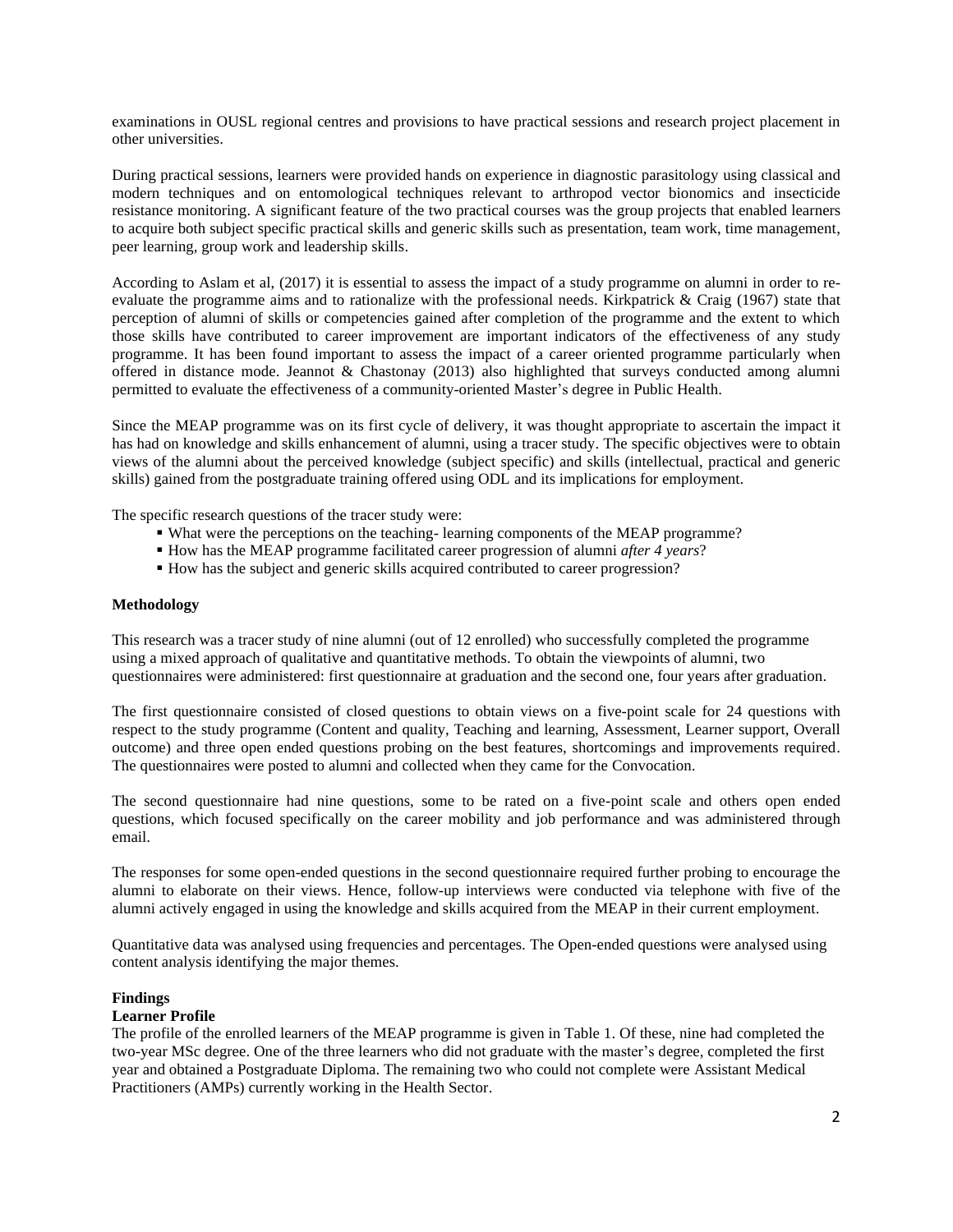examinations in OUSL regional centres and provisions to have practical sessions and research project placement in other universities.

During practical sessions, learners were provided hands on experience in diagnostic parasitology using classical and modern techniques and on entomological techniques relevant to arthropod vector bionomics and insecticide resistance monitoring. A significant feature of the two practical courses was the group projects that enabled learners to acquire both subject specific practical skills and generic skills such as presentation, team work, time management, peer learning, group work and leadership skills.

According to Aslam et al, (2017) it is essential to assess the impact of a study programme on alumni in order to re-evaluate the programme aims and to rationalize with the professional needs. Kirkpatrick & Craig (1967) state that perception of alumni of skills or competencies gained after completion of the programme and the extent to which those skills have contributed to career improvement are important indicators of the effectiveness of any study programme. It has been found important to assess the impact of a career oriented programme particularly when offered in distance mode. Jeannot & Chastonay (2013) also highlighted that surveys conducted among alumni permitted to evaluate the effectiveness of a community-oriented Master's degree in Public Health.

Since the MEAP programme was on its first cycle of delivery, it was thought appropriate to ascertain the impact it has had on knowledge and skills enhancement of alumni, using a tracer study. The specific objectives were to obtain views of the alumni about the perceived knowledge (subject specific) and skills (intellectual, practical and generic skills) gained from the postgraduate training offered using ODL and its implications for employment.

The specific research questions of the tracer study were:

- What were the perceptions on the teaching- learning components of the MEAP programme?
- How has the MEAP programme facilitated career progression of alumni *after 4 years*?
- How has the subject and generic skills acquired contributed to career progression?

**Methodology**

This research was a tracer study of nine alumni (out of 12 enrolled) who successfully completed the programme using a mixed approach of qualitative and quantitative methods. To obtain the viewpoints of alumni, two questionnaires were administered: first questionnaire at graduation and the second one, four years after graduation.

The first questionnaire consisted of closed questions to obtain views on a five-point scale for 24 questions with respect to the study programme (Content and quality, Teaching and learning, Assessment, Learner support, Overall outcome) and three open ended questions probing on the best features, shortcomings and improvements required. The questionnaires were posted to alumni and collected when they came for the Convocation.

The second questionnaire had nine questions, some to be rated on a five-point scale and others open ended questions, which focused specifically on the career mobility and job performance and was administered through email.

The responses for some open-ended questions in the second questionnaire required further probing to encourage the alumni to elaborate on their views. Hence, follow-up interviews were conducted via telephone with five of the alumni actively engaged in using the knowledge and skills acquired from the MEAP in their current employment.

Quantitative data was analysed using frequencies and percentages. The Open-ended questions were analysed using content analysis identifying the major themes.

**Findings**

**Learner Profile**

The profile of the enrolled learners of the MEAP programme is given in Table 1. Of these, nine had completed the two-year MSc degree. One of the three learners who did not graduate with the master's degree, completed the first year and obtained a Postgraduate Diploma. The remaining two who could not complete were Assistant Medical Practitioners (AMPs) currently working in the Health Sector.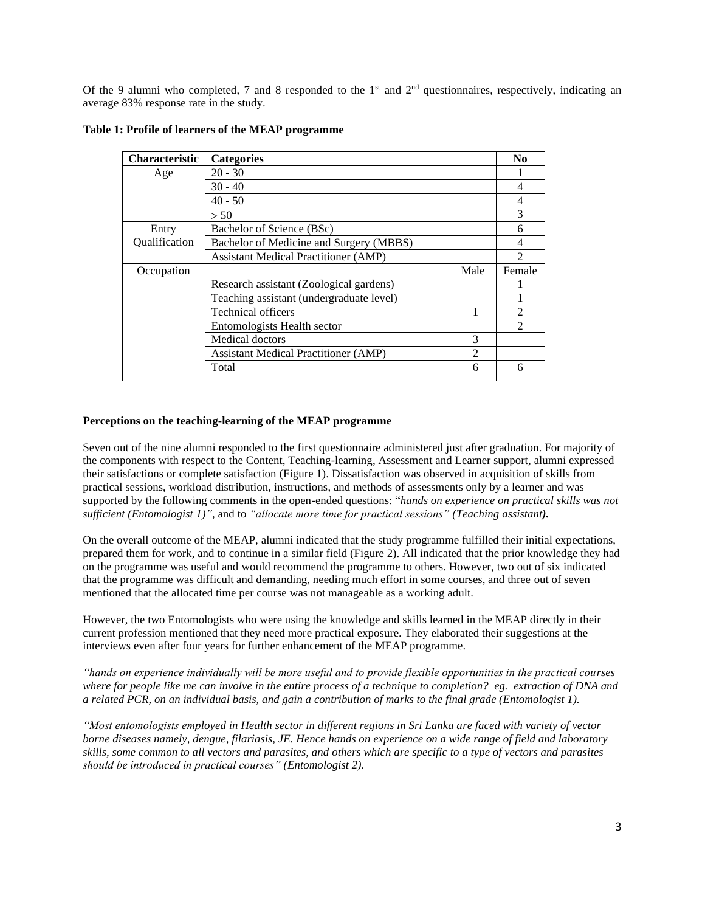Of the 9 alumni who completed, 7 and 8 responded to the 1st and 2nd questionnaires, respectively, indicating an average 83% response rate in the study.

**Table 1: Profile of learners of the MEAP programme**

| Characteristic | Categories | | No |
|---|---|---|---|
| Age | 20 - 30 | | 1 |
| | 30 - 40 | | 4 |
| | 40 - 50 | | 4 |
| | > 50 | | 3 |
| Entry Qualification | Bachelor of Science (BSc) | | 6 |
| | Bachelor of Medicine and Surgery (MBBS) | | 4 |
| | Assistant Medical Practitioner (AMP) | | 2 |
| Occupation | | Male | Female |
| | Research assistant (Zoological gardens) | | 1 |
| | Teaching assistant (undergraduate level) | | 1 |
| | Technical officers | 1 | 2 |
| | Entomologists Health sector | | 2 |
| | Medical doctors | 3 | |
| | Assistant Medical Practitioner (AMP) | 2 | |
| | Total | 6 | 6 |

**Perceptions on the teaching-learning of the MEAP programme**

Seven out of the nine alumni responded to the first questionnaire administered just after graduation. For majority of the components with respect to the Content, Teaching-learning, Assessment and Learner support, alumni expressed their satisfactions or complete satisfaction (Figure 1). Dissatisfaction was observed in acquisition of skills from practical sessions, workload distribution, instructions, and methods of assessments only by a learner and was supported by the following comments in the open-ended questions: "*hands on experience on practical skills was not sufficient (Entomologist 1)"*, and to *"allocate more time for practical sessions" (Teaching assistant)***.**

On the overall outcome of the MEAP, alumni indicated that the study programme fulfilled their initial expectations, prepared them for work, and to continue in a similar field (Figure 2). All indicated that the prior knowledge they had on the programme was useful and would recommend the programme to others. However, two out of six indicated that the programme was difficult and demanding, needing much effort in some courses, and three out of seven mentioned that the allocated time per course was not manageable as a working adult.

However, the two Entomologists who were using the knowledge and skills learned in the MEAP directly in their current profession mentioned that they need more practical exposure. They elaborated their suggestions at the interviews even after four years for further enhancement of the MEAP programme.

*"hands on experience individually will be more useful and to provide flexible opportunities in the practical courses where for people like me can involve in the entire process of a technique to completion? eg. extraction of DNA and a related PCR, on an individual basis, and gain a contribution of marks to the final grade (Entomologist 1).*

*"Most entomologists employed in Health sector in different regions in Sri Lanka are faced with variety of vector borne diseases namely, dengue, filariasis, JE. Hence hands on experience on a wide range of field and laboratory skills, some common to all vectors and parasites, and others which are specific to a type of vectors and parasites should be introduced in practical courses" (Entomologist 2).*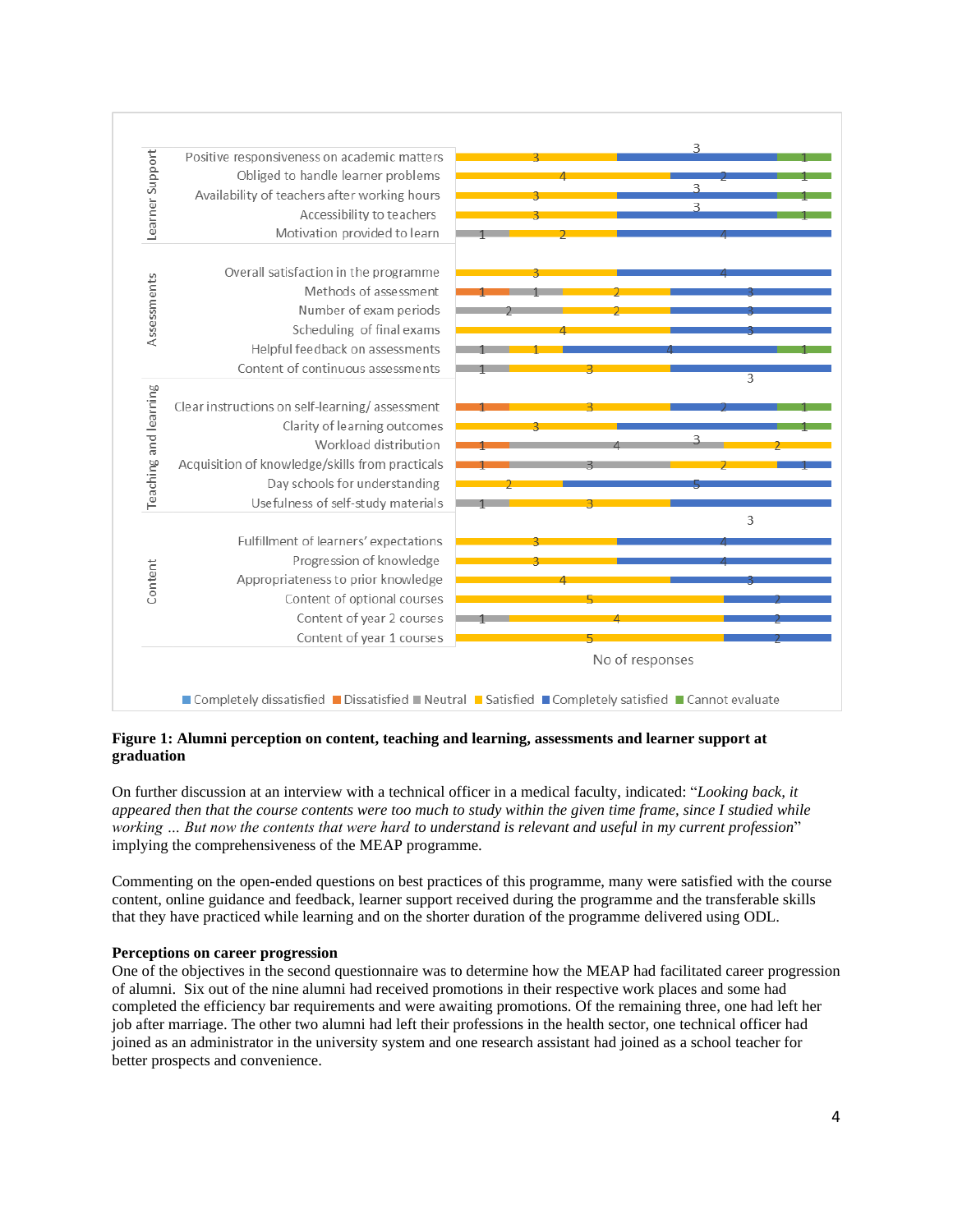**Figure 1: Alumni perception on content, teaching and learning, assessments and learner support at graduation**

On further discussion at an interview with a technical officer in a medical faculty, indicated: "*Looking back, it appeared then that the course contents were too much to study within the given time frame, since I studied while working … But now the contents that were hard to understand is relevant and useful in my current profession*" implying the comprehensiveness of the MEAP programme.

Commenting on the open-ended questions on best practices of this programme, many were satisfied with the course content, online guidance and feedback, learner support received during the programme and the transferable skills that they have practiced while learning and on the shorter duration of the programme delivered using ODL.

**Perceptions on career progression**

One of the objectives in the second questionnaire was to determine how the MEAP had facilitated career progression of alumni. Six out of the nine alumni had received promotions in their respective work places and some had completed the efficiency bar requirements and were awaiting promotions. Of the remaining three, one had left her job after marriage. The other two alumni had left their professions in the health sector, one technical officer had joined as an administrator in the university system and one research assistant had joined as a school teacher for better prospects and convenience.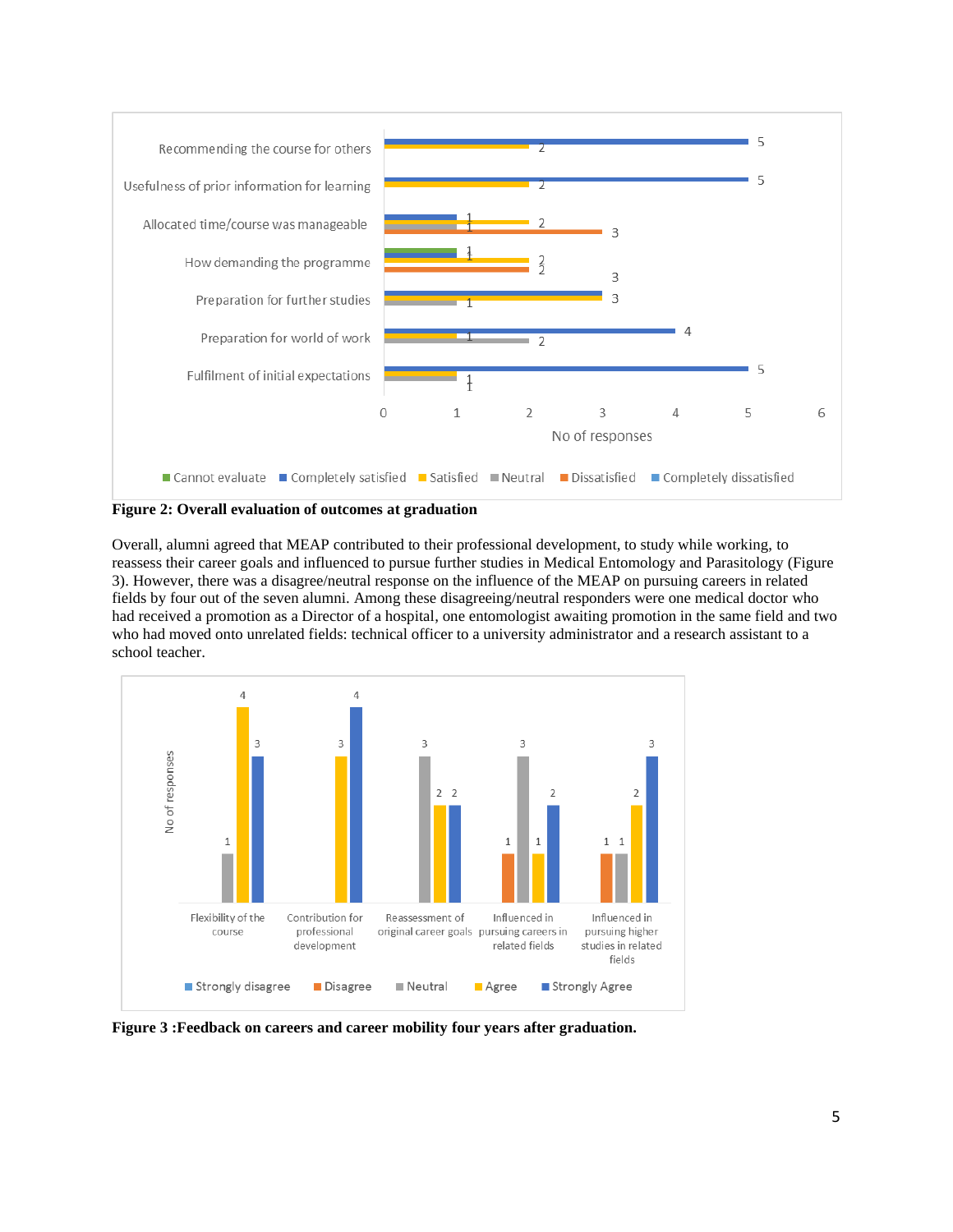Figure 2: **Overall evaluation of outcomes at graduation**

Overall, alumni agreed that MEAP contributed to their professional development, to study while working, to reassess their career goals and influenced to pursue further studies in Medical Entomology and Parasitology (Figure 3). However, there was a disagree/neutral response on the influence of the MEAP on pursuing careers in related fields by four out of the seven alumni. Among these disagreeing/neutral responders were one medical doctor who had received a promotion as a Director of a hospital, one entomologist awaiting promotion in the same field and two who had moved onto unrelated fields: technical officer to a university administrator and a research assistant to a school teacher.

**Figure 3 :Feedback on careers and career mobility four years after graduation.**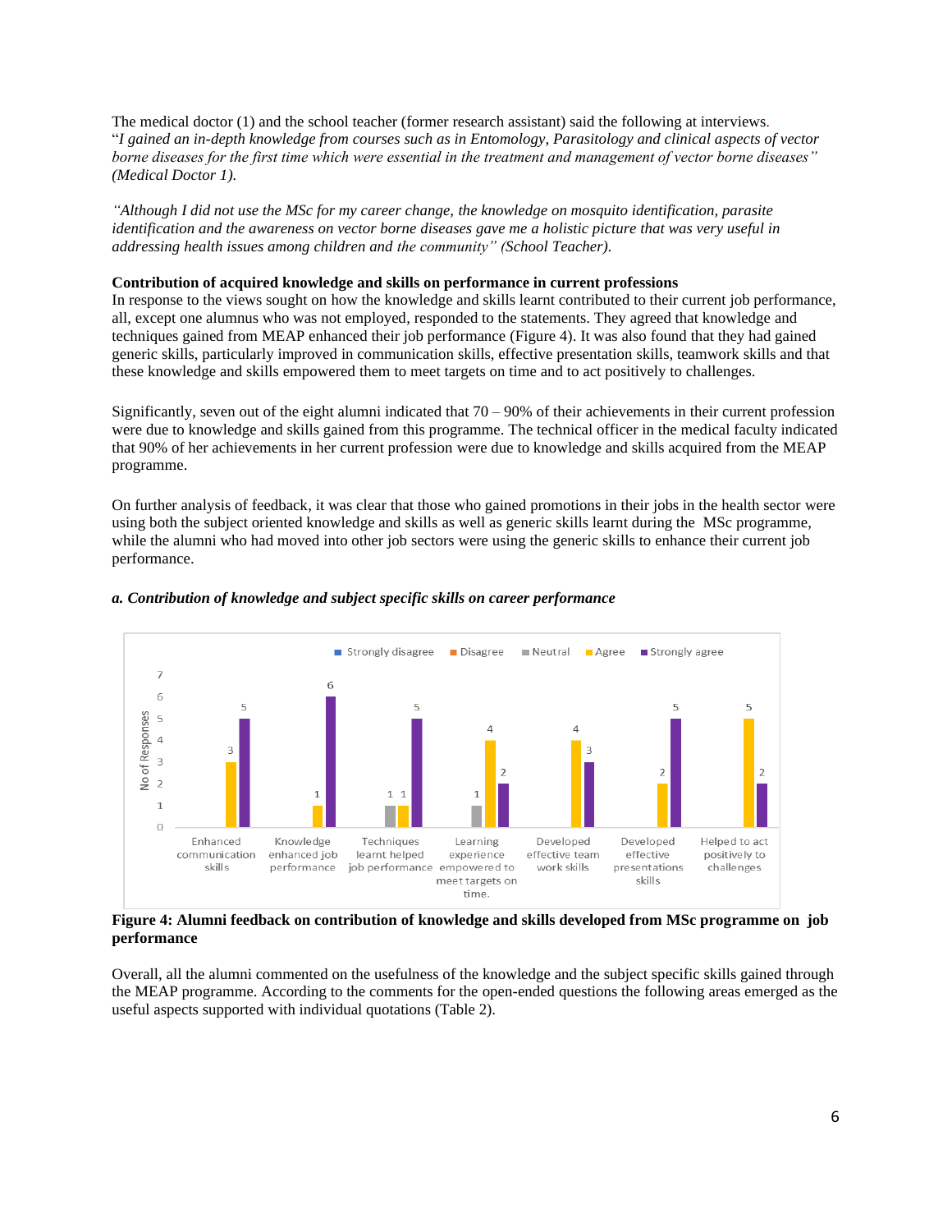The medical doctor (1) and the school teacher (former research assistant) said the following at interviews.
"*I gained an in-depth knowledge from courses such as in Entomology, Parasitology and clinical aspects of vector borne diseases for the first time which were essential in the treatment and management of vector borne diseases" (Medical Doctor 1).*

*"Although I did not use the MSc for my career change, the knowledge on mosquito identification, parasite identification and the awareness on vector borne diseases gave me a holistic picture that was very useful in addressing health issues among children and the community" (School Teacher).*

**Contribution of acquired knowledge and skills on performance in current professions**

In response to the views sought on how the knowledge and skills learnt contributed to their current job performance, all, except one alumnus who was not employed, responded to the statements. They agreed that knowledge and techniques gained from MEAP enhanced their job performance (Figure 4). It was also found that they had gained generic skills, particularly improved in communication skills, effective presentation skills, teamwork skills and that these knowledge and skills empowered them to meet targets on time and to act positively to challenges.

Significantly, seven out of the eight alumni indicated that 70 – 90% of their achievements in their current profession were due to knowledge and skills gained from this programme. The technical officer in the medical faculty indicated that 90% of her achievements in her current profession were due to knowledge and skills acquired from the MEAP programme.

On further analysis of feedback, it was clear that those who gained promotions in their jobs in the health sector were using both the subject oriented knowledge and skills as well as generic skills learnt during the MSc programme, while the alumni who had moved into other job sectors were using the generic skills to enhance their current job performance.

***a. Contribution of knowledge and subject specific skills on career performance***

| | Strongly disagree | Disagree | Neutral | Agree | Strongly agree |
|---|---|---|---|---|---|
| Enhanced communication skills | | | | 3 | 5 |
| Knowledge enhanced job performance | | | | 1 | 6 |
| Techniques learnt helped job performance | | | 1 | 1 | 5 |
| Learning experience empowered to meet targets on time. | | | 1 | 4 | 2 |
| Developed effective team work skills | | | | 4 | 3 |
| Developed effective presentations skills | | | | 2 | 5 |
| Helped to act positively to challenges | | | | 5 | 2 |

**Figure 4: Alumni feedback on contribution of knowledge and skills developed from MSc programme on job performance**

Overall, all the alumni commented on the usefulness of the knowledge and the subject specific skills gained through the MEAP programme. According to the comments for the open-ended questions the following areas emerged as the useful aspects supported with individual quotations (Table 2).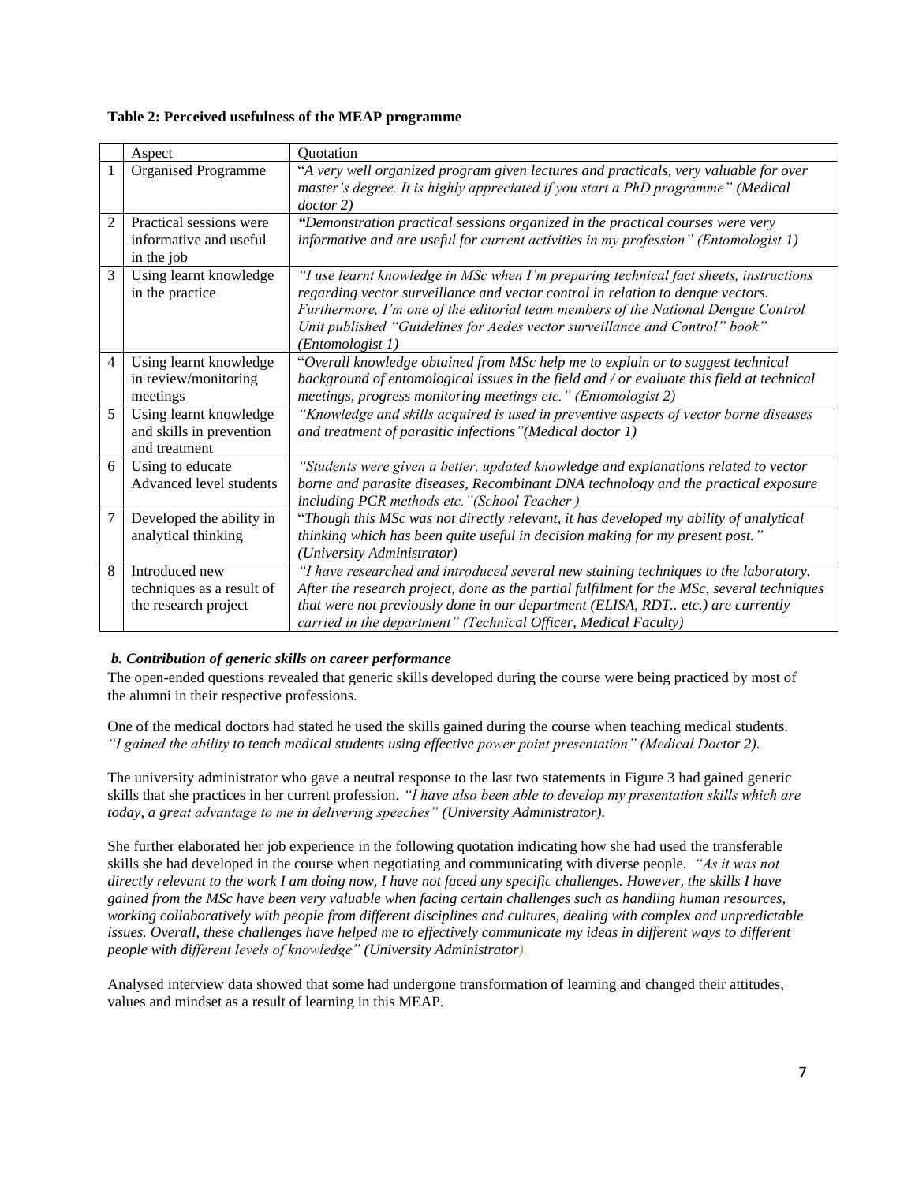**Table 2: Perceived usefulness of the MEAP programme**

| | Aspect | Quotation |
|---|---|---|
| 1 | Organised Programme | "*A very well organized program given lectures and practicals, very valuable for over master's degree. It is highly appreciated if you start a PhD programme" (Medical doctor 2)* |
| 2 | Practical sessions were informative and useful in the job | *"Demonstration practical sessions organized in the practical courses were very informative and are useful for current activities in my profession" (Entomologist 1)* |
| 3 | Using learnt knowledge in the practice | *"I use learnt knowledge in MSc when I'm preparing technical fact sheets, instructions regarding vector surveillance and vector control in relation to dengue vectors. Furthermore, I'm one of the editorial team members of the National Dengue Control Unit published "Guidelines for Aedes vector surveillance and Control" book" (Entomologist 1)* |
| 4 | Using learnt knowledge in review/monitoring meetings | "*Overall knowledge obtained from MSc help me to explain or to suggest technical background of entomological issues in the field and / or evaluate this field at technical meetings, progress monitoring meetings etc." (Entomologist 2)* |
| 5 | Using learnt knowledge and skills in prevention and treatment | *"Knowledge and skills acquired is used in preventive aspects of vector borne diseases and treatment of parasitic infections"(Medical doctor 1)* |
| 6 | Using to educate Advanced level students | *"Students were given a better, updated knowledge and explanations related to vector borne and parasite diseases, Recombinant DNA technology and the practical exposure including PCR methods etc."(School Teacher )* |
| 7 | Developed the ability in analytical thinking | "*Though this MSc was not directly relevant, it has developed my ability of analytical thinking which has been quite useful in decision making for my present post." (University Administrator)* |
| 8 | Introduced new techniques as a result of the research project | *"I have researched and introduced several new staining techniques to the laboratory. After the research project, done as the partial fulfilment for the MSc, several techniques that were not previously done in our department (ELISA, RDT.. etc.) are currently carried in the department" (Technical Officer, Medical Faculty)* |

***b. Contribution of generic skills on career performance***

The open-ended questions revealed that generic skills developed during the course were being practiced by most of the alumni in their respective professions.

One of the medical doctors had stated he used the skills gained during the course when teaching medical students. *"I gained the ability to teach medical students using effective power point presentation" (Medical Doctor 2).*

The university administrator who gave a neutral response to the last two statements in Figure 3 had gained generic skills that she practices in her current profession. *"I have also been able to develop my presentation skills which are today, a great advantage to me in delivering speeches" (University Administrator).*

She further elaborated her job experience in the following quotation indicating how she had used the transferable skills she had developed in the course when negotiating and communicating with diverse people. *"As it was not directly relevant to the work I am doing now, I have not faced any specific challenges. However, the skills I have gained from the MSc have been very valuable when facing certain challenges such as handling human resources, working collaboratively with people from different disciplines and cultures, dealing with complex and unpredictable issues. Overall, these challenges have helped me to effectively communicate my ideas in different ways to different people with different levels of knowledge" (University Administrator).*

Analysed interview data showed that some had undergone transformation of learning and changed their attitudes, values and mindset as a result of learning in this MEAP.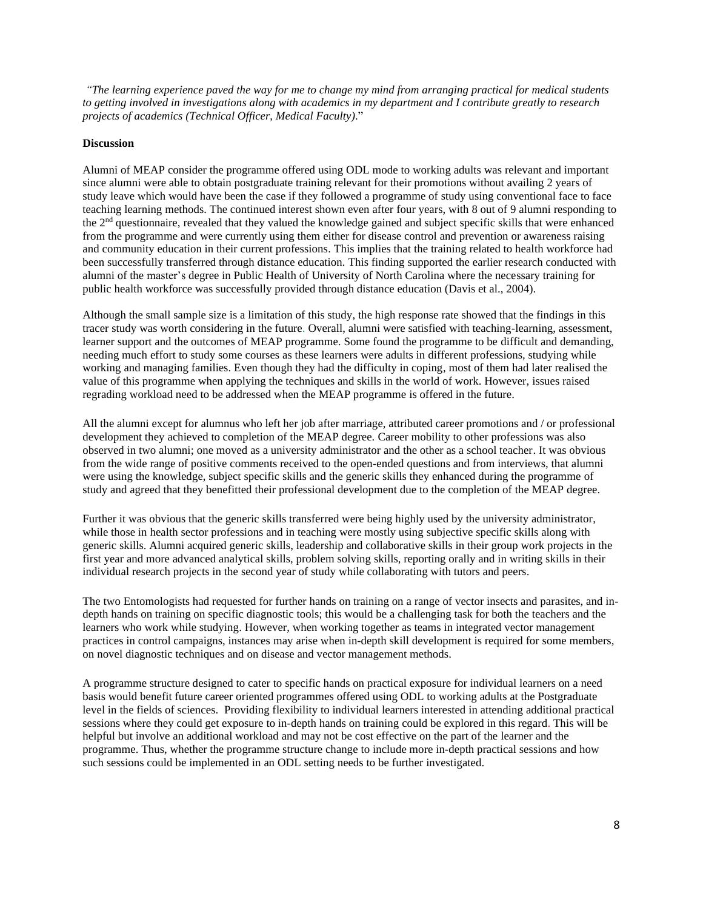*"The learning experience paved the way for me to change my mind from arranging practical for medical students to getting involved in investigations along with academics in my department and I contribute greatly to research projects of academics (Technical Officer, Medical Faculty)*."

**Discussion**

Alumni of MEAP consider the programme offered using ODL mode to working adults was relevant and important since alumni were able to obtain postgraduate training relevant for their promotions without availing 2 years of study leave which would have been the case if they followed a programme of study using conventional face to face teaching learning methods. The continued interest shown even after four years, with 8 out of 9 alumni responding to the 2nd questionnaire, revealed that they valued the knowledge gained and subject specific skills that were enhanced from the programme and were currently using them either for disease control and prevention or awareness raising and community education in their current professions. This implies that the training related to health workforce had been successfully transferred through distance education. This finding supported the earlier research conducted with alumni of the master's degree in Public Health of University of North Carolina where the necessary training for public health workforce was successfully provided through distance education (Davis et al., 2004).

Although the small sample size is a limitation of this study, the high response rate showed that the findings in this tracer study was worth considering in the future. Overall, alumni were satisfied with teaching-learning, assessment, learner support and the outcomes of MEAP programme. Some found the programme to be difficult and demanding, needing much effort to study some courses as these learners were adults in different professions, studying while working and managing families. Even though they had the difficulty in coping, most of them had later realised the value of this programme when applying the techniques and skills in the world of work. However, issues raised regrading workload need to be addressed when the MEAP programme is offered in the future.

All the alumni except for alumnus who left her job after marriage, attributed career promotions and / or professional development they achieved to completion of the MEAP degree. Career mobility to other professions was also observed in two alumni; one moved as a university administrator and the other as a school teacher. It was obvious from the wide range of positive comments received to the open-ended questions and from interviews, that alumni were using the knowledge, subject specific skills and the generic skills they enhanced during the programme of study and agreed that they benefitted their professional development due to the completion of the MEAP degree.

Further it was obvious that the generic skills transferred were being highly used by the university administrator, while those in health sector professions and in teaching were mostly using subjective specific skills along with generic skills. Alumni acquired generic skills, leadership and collaborative skills in their group work projects in the first year and more advanced analytical skills, problem solving skills, reporting orally and in writing skills in their individual research projects in the second year of study while collaborating with tutors and peers.

The two Entomologists had requested for further hands on training on a range of vector insects and parasites, and in-depth hands on training on specific diagnostic tools; this would be a challenging task for both the teachers and the learners who work while studying. However, when working together as teams in integrated vector management practices in control campaigns, instances may arise when in-depth skill development is required for some members, on novel diagnostic techniques and on disease and vector management methods.

A programme structure designed to cater to specific hands on practical exposure for individual learners on a need basis would benefit future career oriented programmes offered using ODL to working adults at the Postgraduate level in the fields of sciences. Providing flexibility to individual learners interested in attending additional practical sessions where they could get exposure to in-depth hands on training could be explored in this regard. This will be helpful but involve an additional workload and may not be cost effective on the part of the learner and the programme. Thus, whether the programme structure change to include more in-depth practical sessions and how such sessions could be implemented in an ODL setting needs to be further investigated.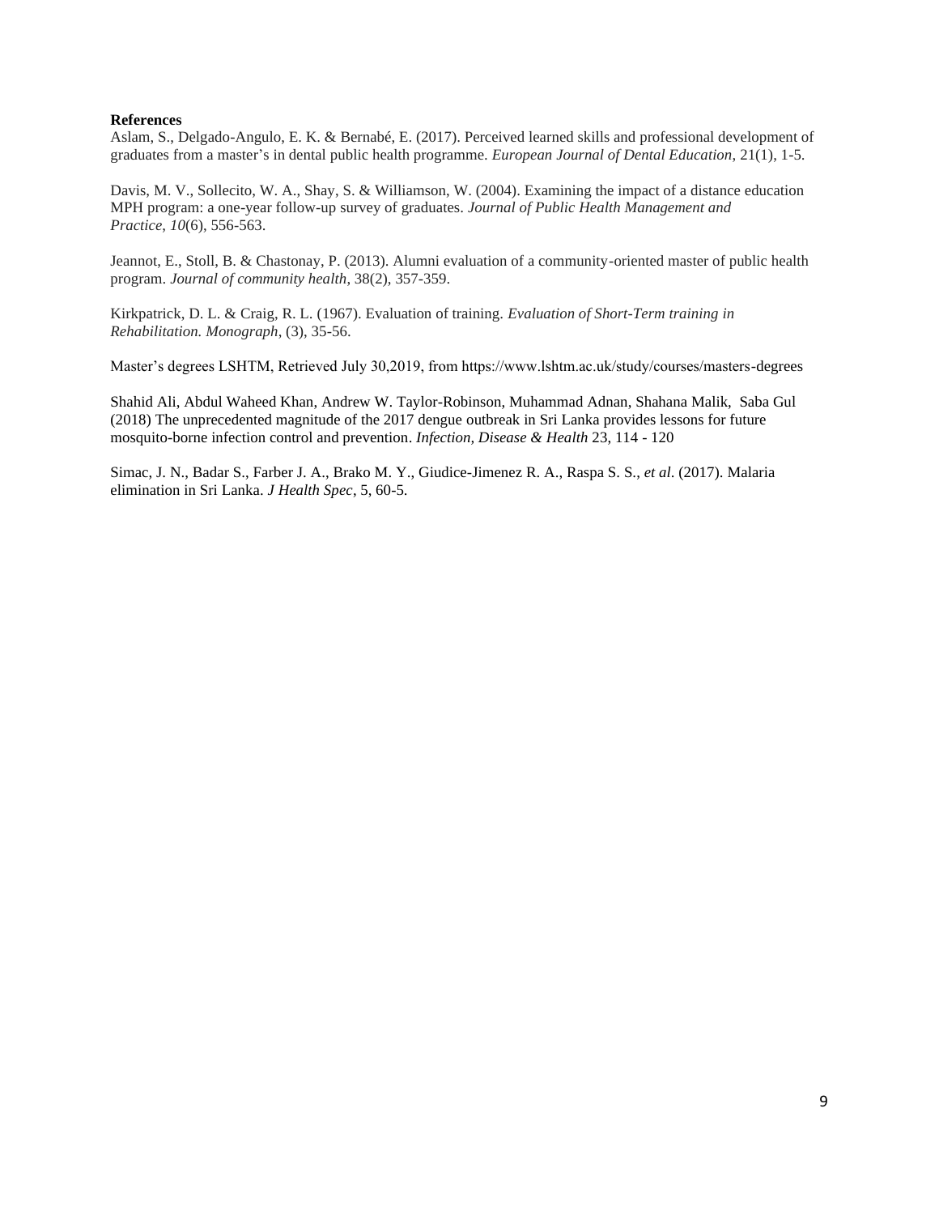**References**

Aslam, S., Delgado-Angulo, E. K. & Bernabé, E. (2017). Perceived learned skills and professional development of graduates from a master's in dental public health programme. *European Journal of Dental Education*, 21(1), 1-5.

Davis, M. V., Sollecito, W. A., Shay, S. & Williamson, W. (2004). Examining the impact of a distance education MPH program: a one-year follow-up survey of graduates. *Journal of Public Health Management and Practice*, *10*(6), 556-563.

Jeannot, E., Stoll, B. & Chastonay, P. (2013). Alumni evaluation of a community-oriented master of public health program. *Journal of community health*, 38(2), 357-359.

Kirkpatrick, D. L. & Craig, R. L. (1967). Evaluation of training. *Evaluation of Short-Term training in Rehabilitation. Monograph*, (3), 35-56.

Master's degrees LSHTM, Retrieved July 30,2019, from https://www.lshtm.ac.uk/study/courses/masters-degrees

Shahid Ali, Abdul Waheed Khan, Andrew W. Taylor-Robinson, Muhammad Adnan, Shahana Malik, Saba Gul (2018) The unprecedented magnitude of the 2017 dengue outbreak in Sri Lanka provides lessons for future mosquito-borne infection control and prevention. *Infection, Disease & Health* 23, 114 - 120

Simac, J. N., Badar S., Farber J. A., Brako M. Y., Giudice-Jimenez R. A., Raspa S. S., *et al*. (2017). Malaria elimination in Sri Lanka. *J Health Spec*, 5, 60-5.